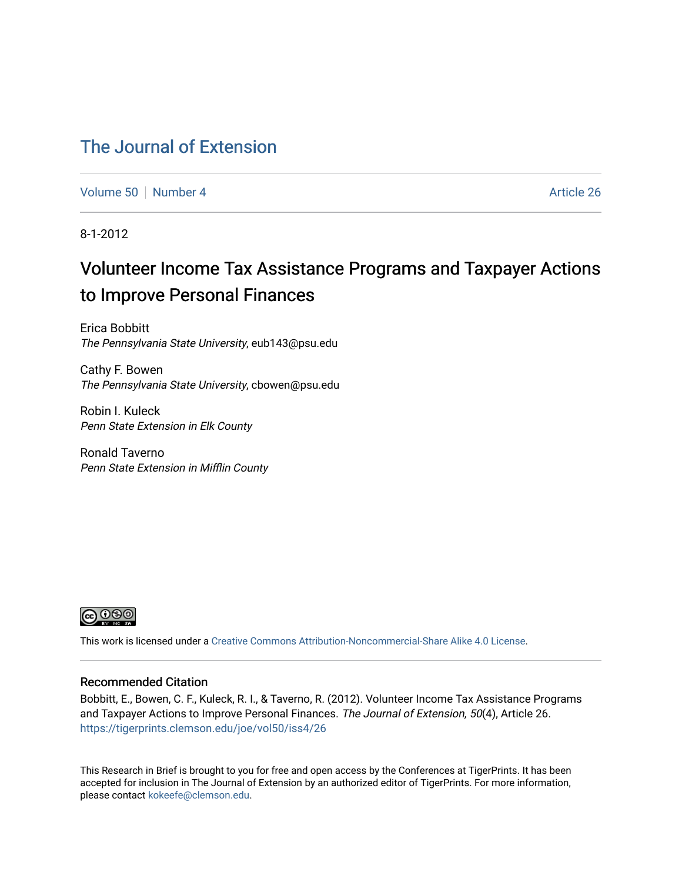# The Journal of Extension

Volume 50 | Number 4 | Article 26

8-1-2012

## Volunteer Income Tax Assistance Programs and Taxpayer Actions to Improve Personal Finances

Erica Bobbitt
*The Pennsylvania State University*, eub143@psu.edu

Cathy F. Bowen
*The Pennsylvania State University*, cbowen@psu.edu

Robin I. Kuleck
*Penn State Extension in Elk County*

Ronald Taverno
*Penn State Extension in Mifflin County*

This work is licensed under a Creative Commons Attribution-Noncommercial-Share Alike 4.0 License.

### Recommended Citation

Bobbitt, E., Bowen, C. F., Kuleck, R. I., & Taverno, R. (2012). Volunteer Income Tax Assistance Programs and Taxpayer Actions to Improve Personal Finances. *The Journal of Extension, 50*(4), Article 26. https://tigerprints.clemson.edu/joe/vol50/iss4/26

This Research in Brief is brought to you for free and open access by the Conferences at TigerPrints. It has been accepted for inclusion in The Journal of Extension by an authorized editor of TigerPrints. For more information, please contact kokeefe@clemson.edu.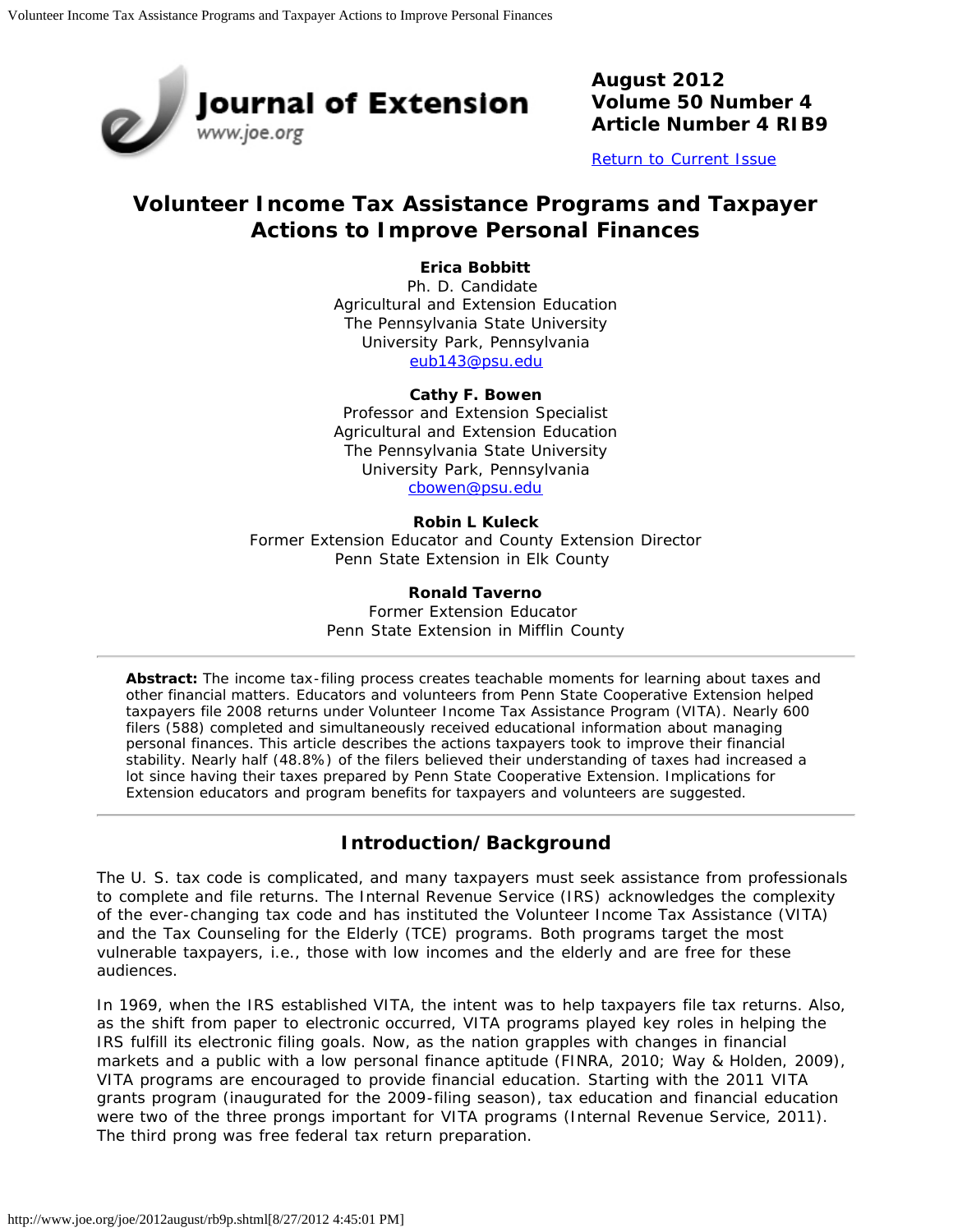# Volunteer Income Tax Assistance Programs and Taxpayer Actions to Improve Personal Finances

**Erica Bobbitt**
Ph. D. Candidate
Agricultural and Extension Education
The Pennsylvania State University
University Park, Pennsylvania
eub143@psu.edu

**Cathy F. Bowen**
Professor and Extension Specialist
Agricultural and Extension Education
The Pennsylvania State University
University Park, Pennsylvania
cbowen@psu.edu

**Robin L Kuleck**
Former Extension Educator and County Extension Director
Penn State Extension in Elk County

**Ronald Taverno**
Former Extension Educator
Penn State Extension in Mifflin County

**Abstract:** The income tax-filing process creates teachable moments for learning about taxes and other financial matters. Educators and volunteers from Penn State Cooperative Extension helped taxpayers file 2008 returns under Volunteer Income Tax Assistance Program (VITA). Nearly 600 filers (588) completed and simultaneously received educational information about managing personal finances. This article describes the actions taxpayers took to improve their financial stability. Nearly half (48.8%) of the filers believed their understanding of taxes had increased a lot since having their taxes prepared by Penn State Cooperative Extension. Implications for Extension educators and program benefits for taxpayers and volunteers are suggested.

## Introduction/Background

The U. S. tax code is complicated, and many taxpayers must seek assistance from professionals to complete and file returns. The Internal Revenue Service (IRS) acknowledges the complexity of the ever-changing tax code and has instituted the Volunteer Income Tax Assistance (VITA) and the Tax Counseling for the Elderly (TCE) programs. Both programs target the most vulnerable taxpayers, i.e., those with low incomes and the elderly and are free for these audiences.

In 1969, when the IRS established VITA, the intent was to help taxpayers file tax returns. Also, as the shift from paper to electronic occurred, VITA programs played key roles in helping the IRS fulfill its electronic filing goals. Now, as the nation grapples with changes in financial markets and a public with a low personal finance aptitude (FINRA, 2010; Way & Holden, 2009), VITA programs are encouraged to provide financial education. Starting with the 2011 VITA grants program (inaugurated for the 2009-filing season), tax education and financial education were two of the three prongs important for VITA programs (Internal Revenue Service, 2011). The third prong was free federal tax return preparation.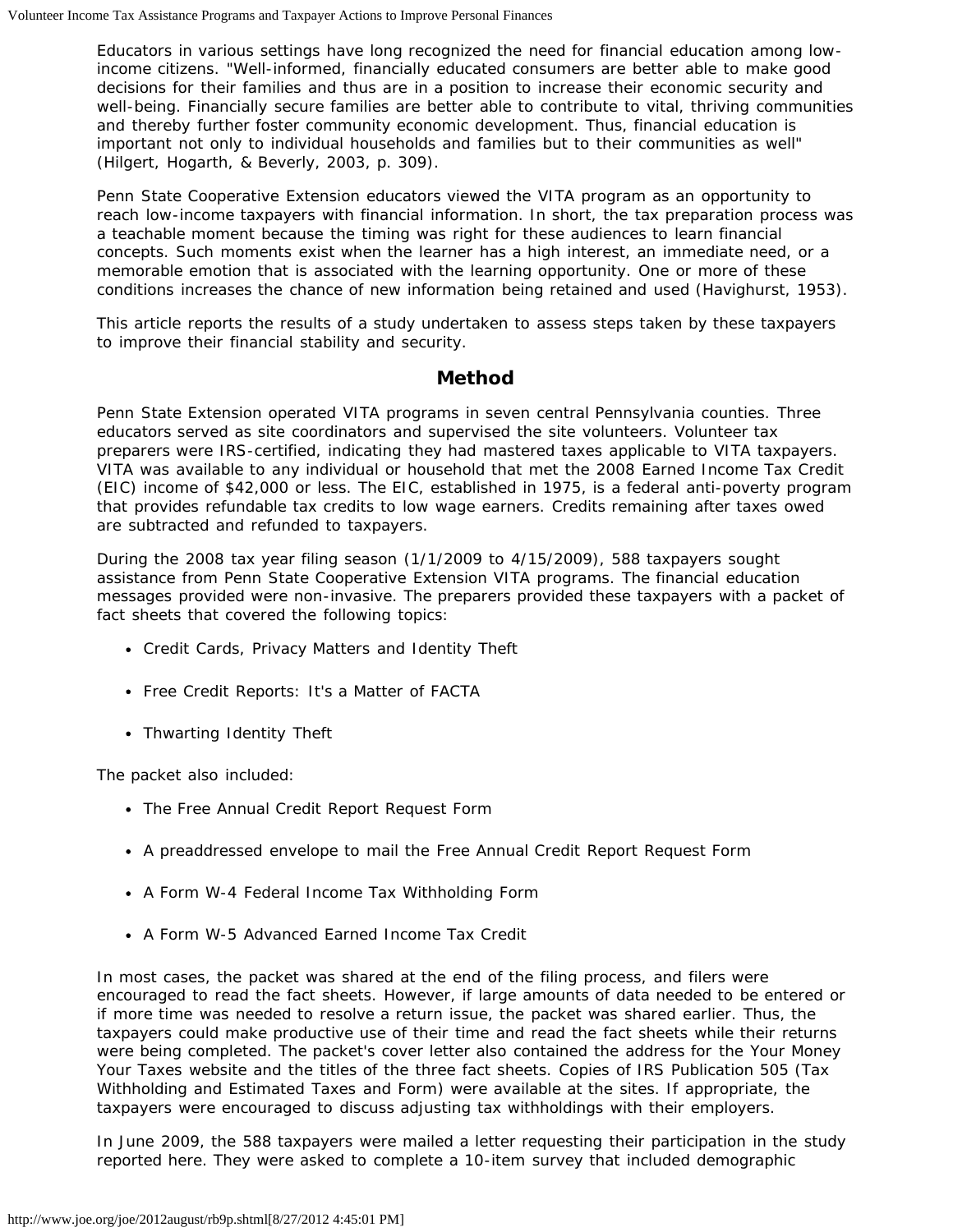Educators in various settings have long recognized the need for financial education among low-income citizens. "Well-informed, financially educated consumers are better able to make good decisions for their families and thus are in a position to increase their economic security and well-being. Financially secure families are better able to contribute to vital, thriving communities and thereby further foster community economic development. Thus, financial education is important not only to individual households and families but to their communities as well" (Hilgert, Hogarth, & Beverly, 2003, p. 309).

Penn State Cooperative Extension educators viewed the VITA program as an opportunity to reach low-income taxpayers with financial information. In short, the tax preparation process was a teachable moment because the timing was right for these audiences to learn financial concepts. Such moments exist when the learner has a high interest, an immediate need, or a memorable emotion that is associated with the learning opportunity. One or more of these conditions increases the chance of new information being retained and used (Havighurst, 1953).

This article reports the results of a study undertaken to assess steps taken by these taxpayers to improve their financial stability and security.

## Method

Penn State Extension operated VITA programs in seven central Pennsylvania counties. Three educators served as site coordinators and supervised the site volunteers. Volunteer tax preparers were IRS-certified, indicating they had mastered taxes applicable to VITA taxpayers. VITA was available to any individual or household that met the 2008 Earned Income Tax Credit (EIC) income of $42,000 or less. The EIC, established in 1975, is a federal anti-poverty program that provides refundable tax credits to low wage earners. Credits remaining after taxes owed are subtracted and refunded to taxpayers.

During the 2008 tax year filing season (1/1/2009 to 4/15/2009), 588 taxpayers sought assistance from Penn State Cooperative Extension VITA programs. The financial education messages provided were non-invasive. The preparers provided these taxpayers with a packet of fact sheets that covered the following topics:

- Credit Cards, Privacy Matters and Identity Theft
- Free Credit Reports: It's a Matter of FACTA
- Thwarting Identity Theft

The packet also included:

- The Free Annual Credit Report Request Form
- A preaddressed envelope to mail the Free Annual Credit Report Request Form
- A Form W-4 Federal Income Tax Withholding Form
- A Form W-5 Advanced Earned Income Tax Credit

In most cases, the packet was shared at the end of the filing process, and filers were encouraged to read the fact sheets. However, if large amounts of data needed to be entered or if more time was needed to resolve a return issue, the packet was shared earlier. Thus, the taxpayers could make productive use of their time and read the fact sheets while their returns were being completed. The packet's cover letter also contained the address for the Your Money Your Taxes website and the titles of the three fact sheets. Copies of IRS Publication 505 (Tax Withholding and Estimated Taxes and Form) were available at the sites. If appropriate, the taxpayers were encouraged to discuss adjusting tax withholdings with their employers.

In June 2009, the 588 taxpayers were mailed a letter requesting their participation in the study reported here. They were asked to complete a 10-item survey that included demographic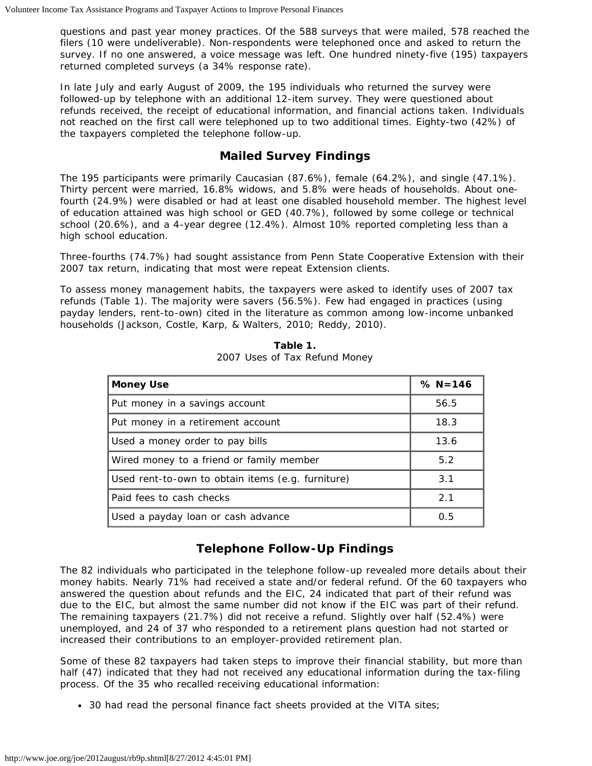questions and past year money practices. Of the 588 surveys that were mailed, 578 reached the filers (10 were undeliverable). Non-respondents were telephoned once and asked to return the survey. If no one answered, a voice message was left. One hundred ninety-five (195) taxpayers returned completed surveys (a 34% response rate).

In late July and early August of 2009, the 195 individuals who returned the survey were followed-up by telephone with an additional 12-item survey. They were questioned about refunds received, the receipt of educational information, and financial actions taken. Individuals not reached on the first call were telephoned up to two additional times. Eighty-two (42%) of the taxpayers completed the telephone follow-up.

## Mailed Survey Findings

The 195 participants were primarily Caucasian (87.6%), female (64.2%), and single (47.1%). Thirty percent were married, 16.8% widows, and 5.8% were heads of households. About one-fourth (24.9%) were disabled or had at least one disabled household member. The highest level of education attained was high school or GED (40.7%), followed by some college or technical school (20.6%), and a 4-year degree (12.4%). Almost 10% reported completing less than a high school education.

Three-fourths (74.7%) had sought assistance from Penn State Cooperative Extension with their 2007 tax return, indicating that most were repeat Extension clients.

To assess money management habits, the taxpayers were asked to identify uses of 2007 tax refunds (Table 1). The majority were savers (56.5%). Few had engaged in practices (using payday lenders, rent-to-own) cited in the literature as common among low-income unbanked households (Jackson, Costle, Karp, & Walters, 2010; Reddy, 2010).

**Table 1.**
2007 Uses of Tax Refund Money

| Money Use | % N=146 |
|---|---|
| Put money in a savings account | 56.5 |
| Put money in a retirement account | 18.3 |
| Used a money order to pay bills | 13.6 |
| Wired money to a friend or family member | 5.2 |
| Used rent-to-own to obtain items (e.g. furniture) | 3.1 |
| Paid fees to cash checks | 2.1 |
| Used a payday loan or cash advance | 0.5 |

## Telephone Follow-Up Findings

The 82 individuals who participated in the telephone follow-up revealed more details about their money habits. Nearly 71% had received a state and/or federal refund. Of the 60 taxpayers who answered the question about refunds and the EIC, 24 indicated that part of their refund was due to the EIC, but almost the same number did not know if the EIC was part of their refund. The remaining taxpayers (21.7%) did not receive a refund. Slightly over half (52.4%) were unemployed, and 24 of 37 who responded to a retirement plans question had not started or increased their contributions to an employer-provided retirement plan.

Some of these 82 taxpayers had taken steps to improve their financial stability, but more than half (47) indicated that they had not received any educational information during the tax-filing process. Of the 35 who recalled receiving educational information:

- 30 had read the personal finance fact sheets provided at the VITA sites;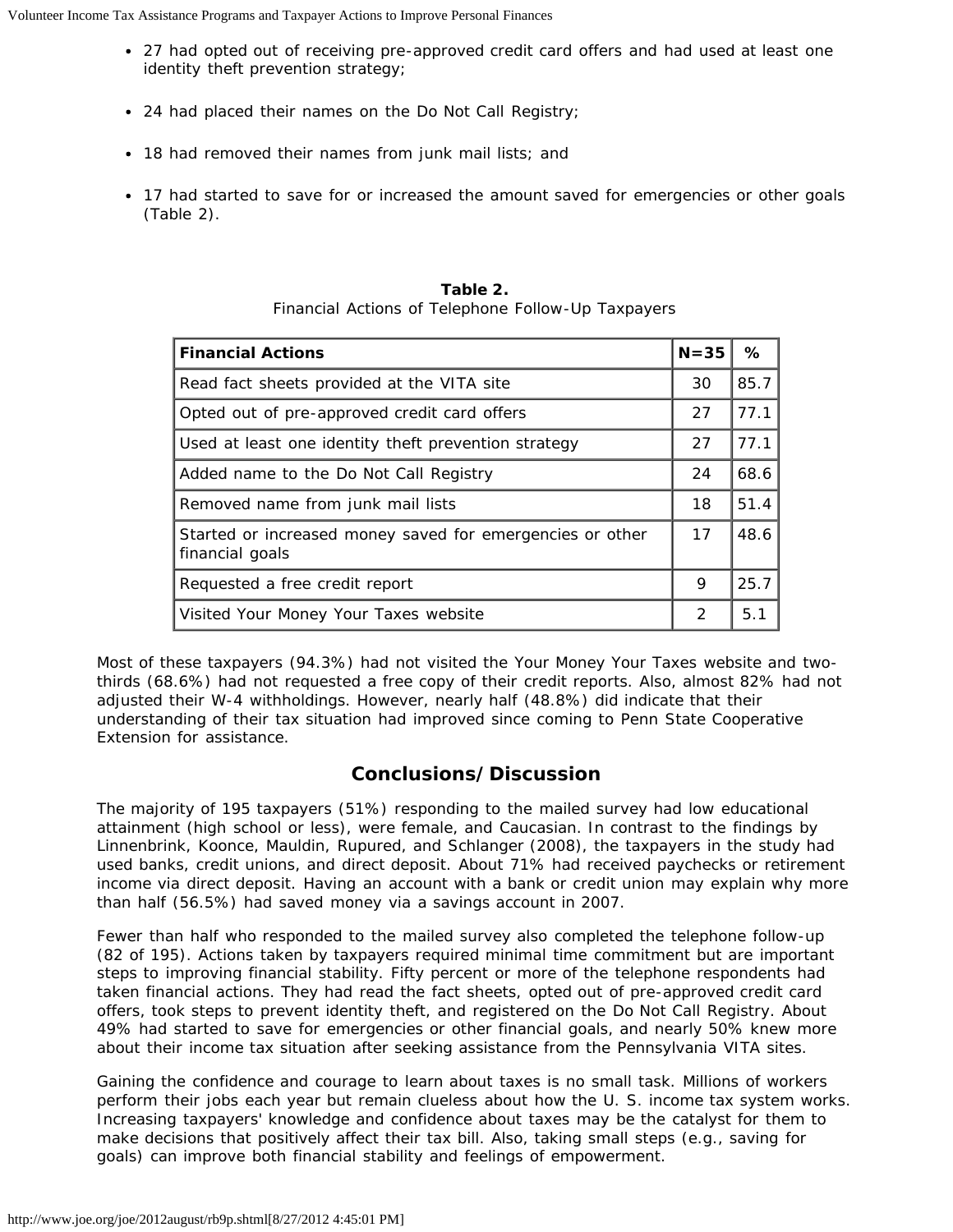- 27 had opted out of receiving pre-approved credit card offers and had used at least one identity theft prevention strategy;
- 24 had placed their names on the Do Not Call Registry;
- 18 had removed their names from junk mail lists; and
- 17 had started to save for or increased the amount saved for emergencies or other goals (Table 2).

**Table 2.**
Financial Actions of Telephone Follow-Up Taxpayers

| Financial Actions | N=35 | % |
|---|---|---|
| Read fact sheets provided at the VITA site | 30 | 85.7 |
| Opted out of pre-approved credit card offers | 27 | 77.1 |
| Used at least one identity theft prevention strategy | 27 | 77.1 |
| Added name to the Do Not Call Registry | 24 | 68.6 |
| Removed name from junk mail lists | 18 | 51.4 |
| Started or increased money saved for emergencies or other financial goals | 17 | 48.6 |
| Requested a free credit report | 9 | 25.7 |
| Visited Your Money Your Taxes website | 2 | 5.1 |

Most of these taxpayers (94.3%) had not visited the Your Money Your Taxes website and two-thirds (68.6%) had not requested a free copy of their credit reports. Also, almost 82% had not adjusted their W-4 withholdings. However, nearly half (48.8%) did indicate that their understanding of their tax situation had improved since coming to Penn State Cooperative Extension for assistance.

## Conclusions/Discussion

The majority of 195 taxpayers (51%) responding to the mailed survey had low educational attainment (high school or less), were female, and Caucasian. In contrast to the findings by Linnenbrink, Koonce, Mauldin, Rupured, and Schlanger (2008), the taxpayers in the study had used banks, credit unions, and direct deposit. About 71% had received paychecks or retirement income via direct deposit. Having an account with a bank or credit union may explain why more than half (56.5%) had saved money via a savings account in 2007.

Fewer than half who responded to the mailed survey also completed the telephone follow-up (82 of 195). Actions taken by taxpayers required minimal time commitment but are important steps to improving financial stability. Fifty percent or more of the telephone respondents had taken financial actions. They had read the fact sheets, opted out of pre-approved credit card offers, took steps to prevent identity theft, and registered on the Do Not Call Registry. About 49% had started to save for emergencies or other financial goals, and nearly 50% knew more about their income tax situation after seeking assistance from the Pennsylvania VITA sites.

Gaining the confidence and courage to learn about taxes is no small task. Millions of workers perform their jobs each year but remain clueless about how the U. S. income tax system works. Increasing taxpayers' knowledge and confidence about taxes may be the catalyst for them to make decisions that positively affect their tax bill. Also, taking small steps (e.g., saving for goals) can improve both financial stability and feelings of empowerment.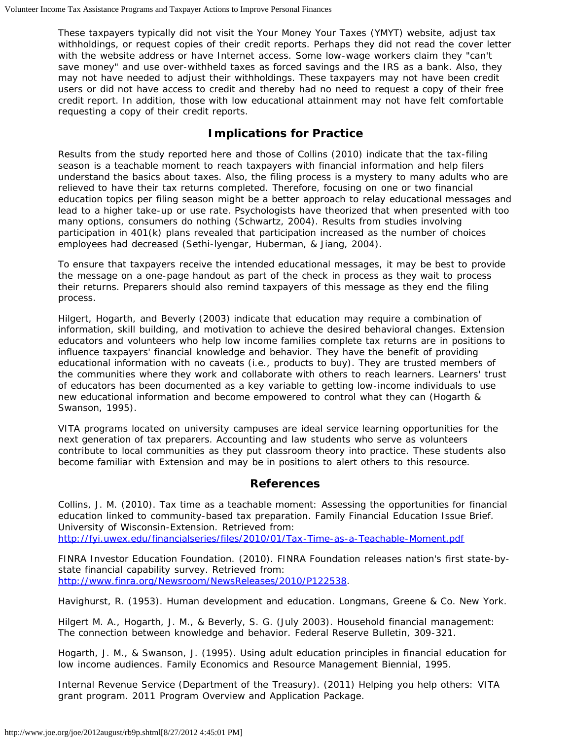These taxpayers typically did not visit the Your Money Your Taxes (YMYT) website, adjust tax withholdings, or request copies of their credit reports. Perhaps they did not read the cover letter with the website address or have Internet access. Some low-wage workers claim they "can't save money" and use over-withheld taxes as forced savings and the IRS as a bank. Also, they may not have needed to adjust their withholdings. These taxpayers may not have been credit users or did not have access to credit and thereby had no need to request a copy of their free credit report. In addition, those with low educational attainment may not have felt comfortable requesting a copy of their credit reports.

## Implications for Practice

Results from the study reported here and those of Collins (2010) indicate that the tax-filing season is a teachable moment to reach taxpayers with financial information and help filers understand the basics about taxes. Also, the filing process is a mystery to many adults who are relieved to have their tax returns completed. Therefore, focusing on one or two financial education topics per filing season might be a better approach to relay educational messages and lead to a higher take-up or use rate. Psychologists have theorized that when presented with too many options, consumers do nothing (Schwartz, 2004). Results from studies involving participation in 401(k) plans revealed that participation increased as the number of choices employees had decreased (Sethi-Iyengar, Huberman, & Jiang, 2004).

To ensure that taxpayers receive the intended educational messages, it may be best to provide the message on a one-page handout as part of the check in process as they wait to process their returns. Preparers should also remind taxpayers of this message as they end the filing process.

Hilgert, Hogarth, and Beverly (2003) indicate that education may require a combination of information, skill building, and motivation to achieve the desired behavioral changes. Extension educators and volunteers who help low income families complete tax returns are in positions to influence taxpayers' financial knowledge and behavior. They have the benefit of providing educational information with no caveats (i.e., products to buy). They are trusted members of the communities where they work and collaborate with others to reach learners. Learners' trust of educators has been documented as a key variable to getting low-income individuals to use new educational information and become empowered to control what they can (Hogarth & Swanson, 1995).

VITA programs located on university campuses are ideal service learning opportunities for the next generation of tax preparers. Accounting and law students who serve as volunteers contribute to local communities as they put classroom theory into practice. These students also become familiar with Extension and may be in positions to alert others to this resource.

## References

Collins, J. M. (2010). Tax time as a teachable moment: Assessing the opportunities for financial education linked to community-based tax preparation. Family Financial Education Issue Brief. University of Wisconsin-Extension. Retrieved from: http://fyi.uwex.edu/financialseries/files/2010/01/Tax-Time-as-a-Teachable-Moment.pdf

FINRA Investor Education Foundation. (2010). FINRA Foundation releases nation's first state-by-state financial capability survey. Retrieved from: http://www.finra.org/Newsroom/NewsReleases/2010/P122538.

Havighurst, R. (1953). Human development and education. Longmans, Greene & Co. New York.

Hilgert M. A., Hogarth, J. M., & Beverly, S. G. (July 2003). Household financial management: The connection between knowledge and behavior. Federal Reserve Bulletin, 309-321.

Hogarth, J. M., & Swanson, J. (1995). Using adult education principles in financial education for low income audiences. Family Economics and Resource Management Biennial, 1995.

Internal Revenue Service (Department of the Treasury). (2011) Helping you help others: VITA grant program. 2011 Program Overview and Application Package.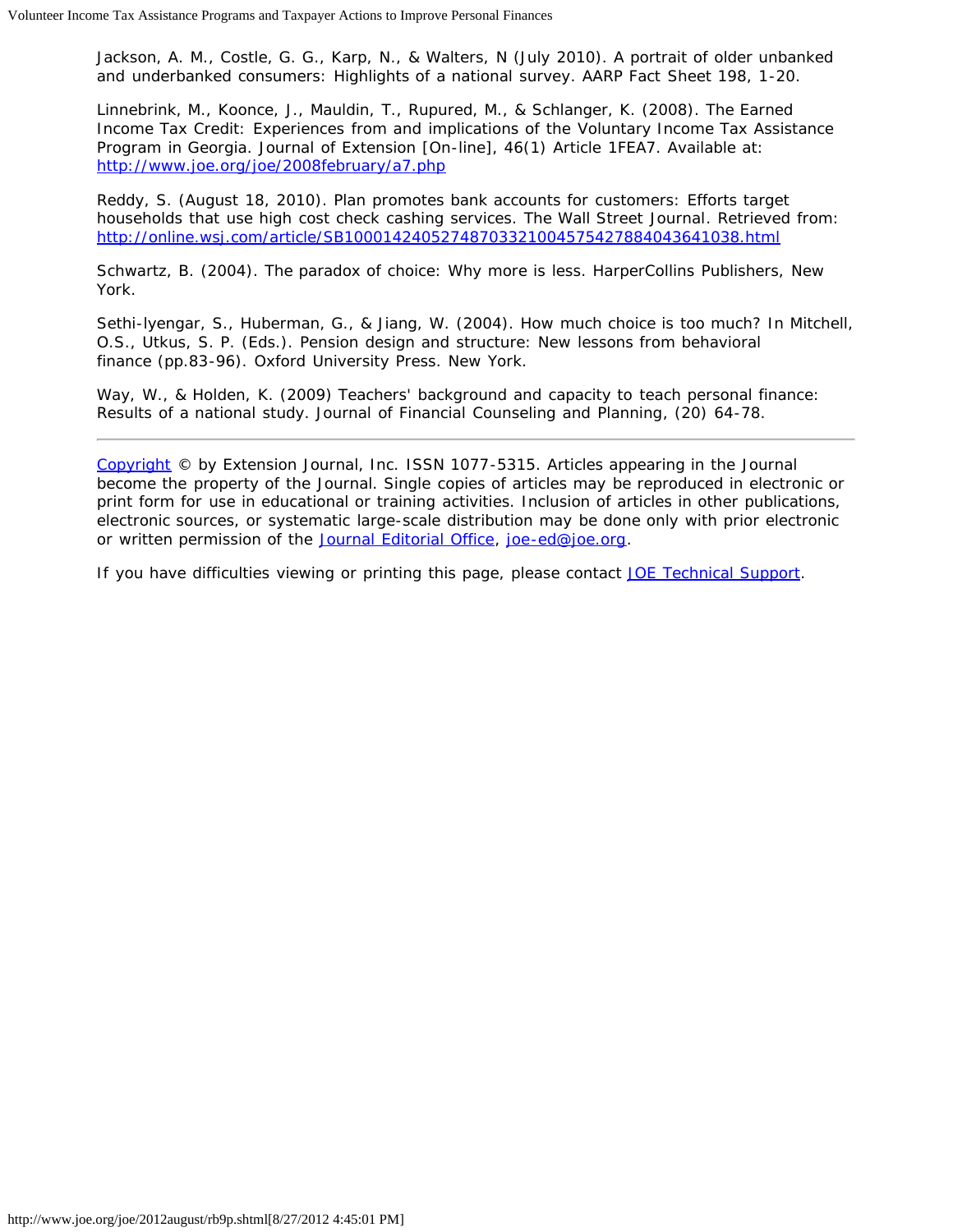Jackson, A. M., Costle, G. G., Karp, N., & Walters, N (July 2010). A portrait of older unbanked and underbanked consumers: Highlights of a national survey. AARP Fact Sheet 198, 1-20.

Linnebrink, M., Koonce, J., Mauldin, T., Rupured, M., & Schlanger, K. (2008). The Earned Income Tax Credit: Experiences from and implications of the Voluntary Income Tax Assistance Program in Georgia. Journal of Extension [On-line], 46(1) Article 1FEA7. Available at: http://www.joe.org/joe/2008february/a7.php

Reddy, S. (August 18, 2010). Plan promotes bank accounts for customers: Efforts target households that use high cost check cashing services. The Wall Street Journal. Retrieved from: http://online.wsj.com/article/SB10001424052748703321004575427884043641038.html

Schwartz, B. (2004). The paradox of choice: Why more is less. HarperCollins Publishers, New York.

Sethi-Iyengar, S., Huberman, G., & Jiang, W. (2004). How much choice is too much? In Mitchell, O.S., Utkus, S. P. (Eds.). Pension design and structure: New lessons from behavioral finance (pp.83-96). Oxford University Press. New York.

Way, W., & Holden, K. (2009) Teachers' background and capacity to teach personal finance: Results of a national study. Journal of Financial Counseling and Planning, (20) 64-78.

---

Copyright © by Extension Journal, Inc. ISSN 1077-5315. Articles appearing in the Journal become the property of the Journal. Single copies of articles may be reproduced in electronic or print form for use in educational or training activities. Inclusion of articles in other publications, electronic sources, or systematic large-scale distribution may be done only with prior electronic or written permission of the Journal Editorial Office, joe-ed@joe.org.

If you have difficulties viewing or printing this page, please contact JOE Technical Support.